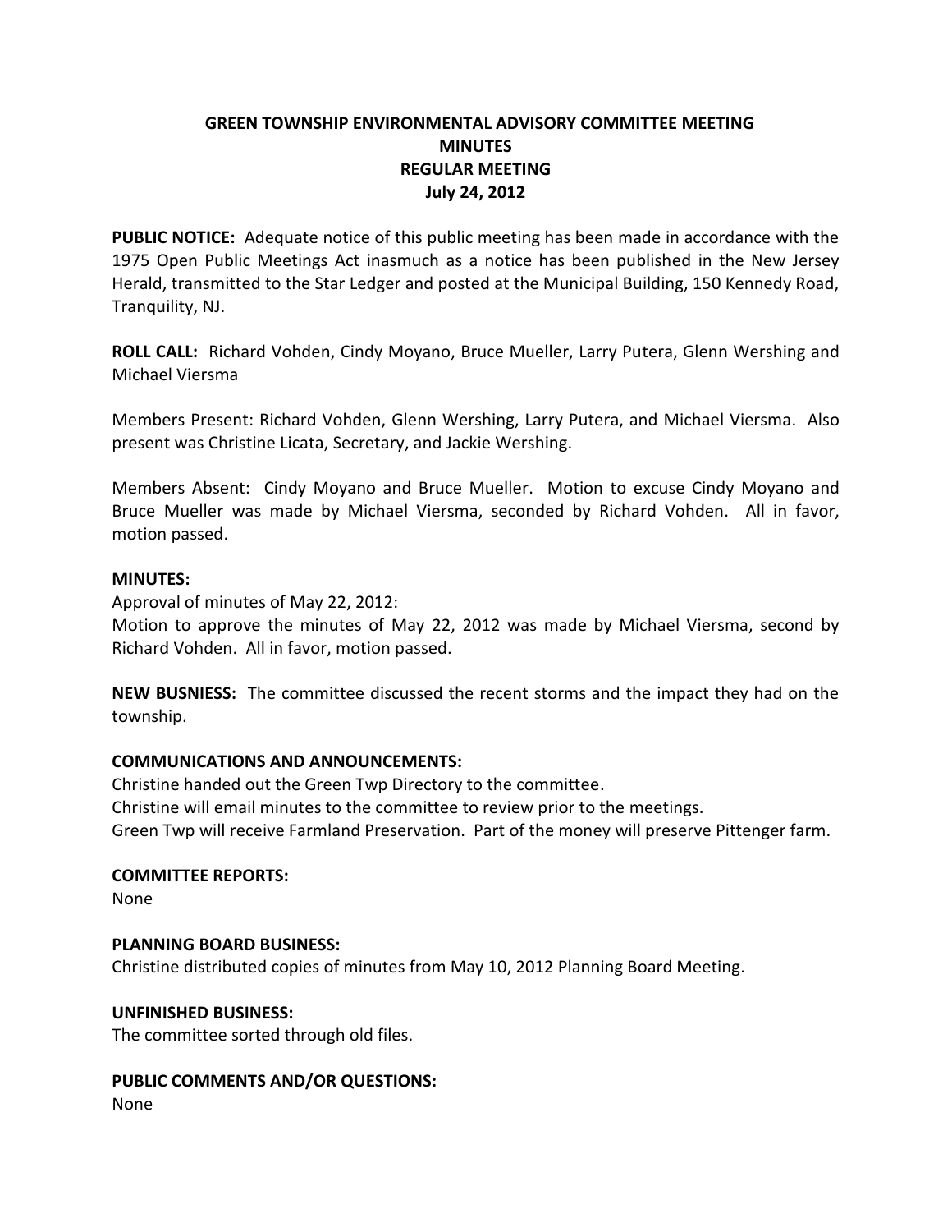# GREEN TOWNSHIP ENVIRONMENTAL ADVISORY COMMITTEE MEETING
## MINUTES
## REGULAR MEETING
## July 24, 2012

**PUBLIC NOTICE:** Adequate notice of this public meeting has been made in accordance with the 1975 Open Public Meetings Act inasmuch as a notice has been published in the New Jersey Herald, transmitted to the Star Ledger and posted at the Municipal Building, 150 Kennedy Road, Tranquility, NJ.

**ROLL CALL:** Richard Vohden, Cindy Moyano, Bruce Mueller, Larry Putera, Glenn Wershing and Michael Viersma

Members Present: Richard Vohden, Glenn Wershing, Larry Putera, and Michael Viersma. Also present was Christine Licata, Secretary, and Jackie Wershing.

Members Absent: Cindy Moyano and Bruce Mueller. Motion to excuse Cindy Moyano and Bruce Mueller was made by Michael Viersma, seconded by Richard Vohden. All in favor, motion passed.

**MINUTES:**

Approval of minutes of May 22, 2012:

Motion to approve the minutes of May 22, 2012 was made by Michael Viersma, second by Richard Vohden. All in favor, motion passed.

**NEW BUSNIESS:** The committee discussed the recent storms and the impact they had on the township.

**COMMUNICATIONS AND ANNOUNCEMENTS:**

Christine handed out the Green Twp Directory to the committee.

Christine will email minutes to the committee to review prior to the meetings.

Green Twp will receive Farmland Preservation. Part of the money will preserve Pittenger farm.

**COMMITTEE REPORTS:**

None

**PLANNING BOARD BUSINESS:**

Christine distributed copies of minutes from May 10, 2012 Planning Board Meeting.

**UNFINISHED BUSINESS:**

The committee sorted through old files.

**PUBLIC COMMENTS AND/OR QUESTIONS:**

None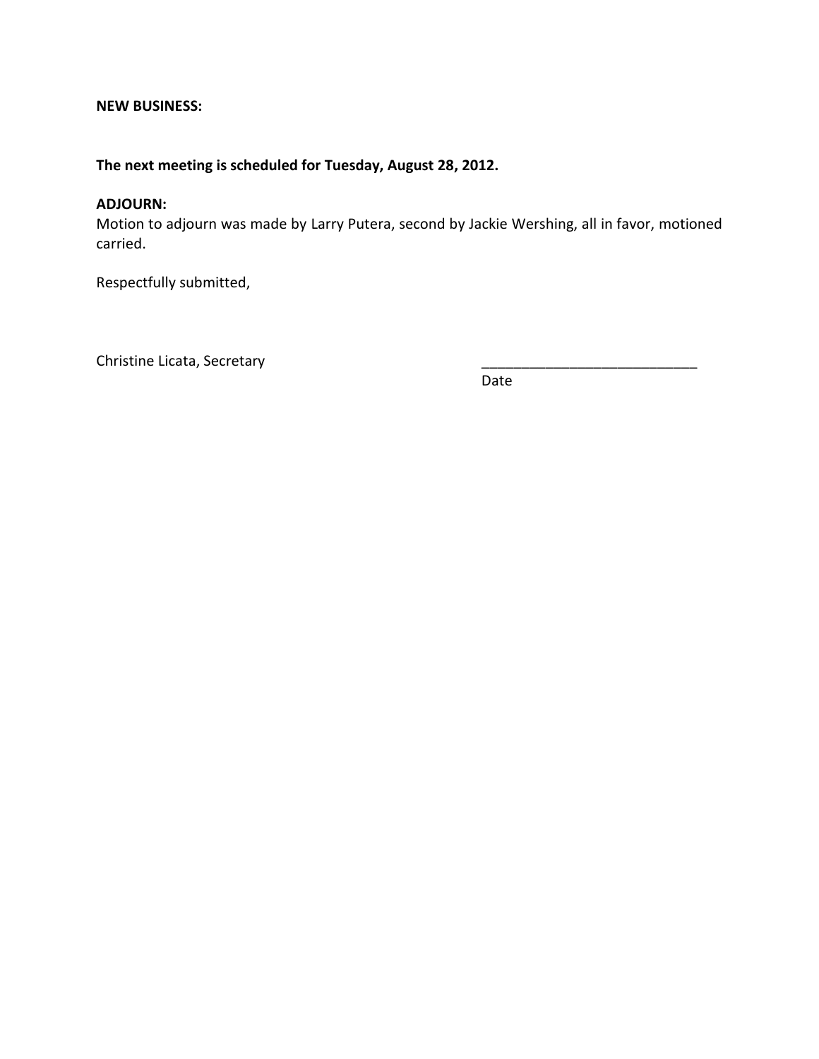**NEW BUSINESS:**

**The next meeting is scheduled for Tuesday, August 28, 2012.**

**ADJOURN:**
Motion to adjourn was made by Larry Putera, second by Jackie Wershing, all in favor, motioned carried.

Respectfully submitted,

Christine Licata, Secretary ____________________________
Date